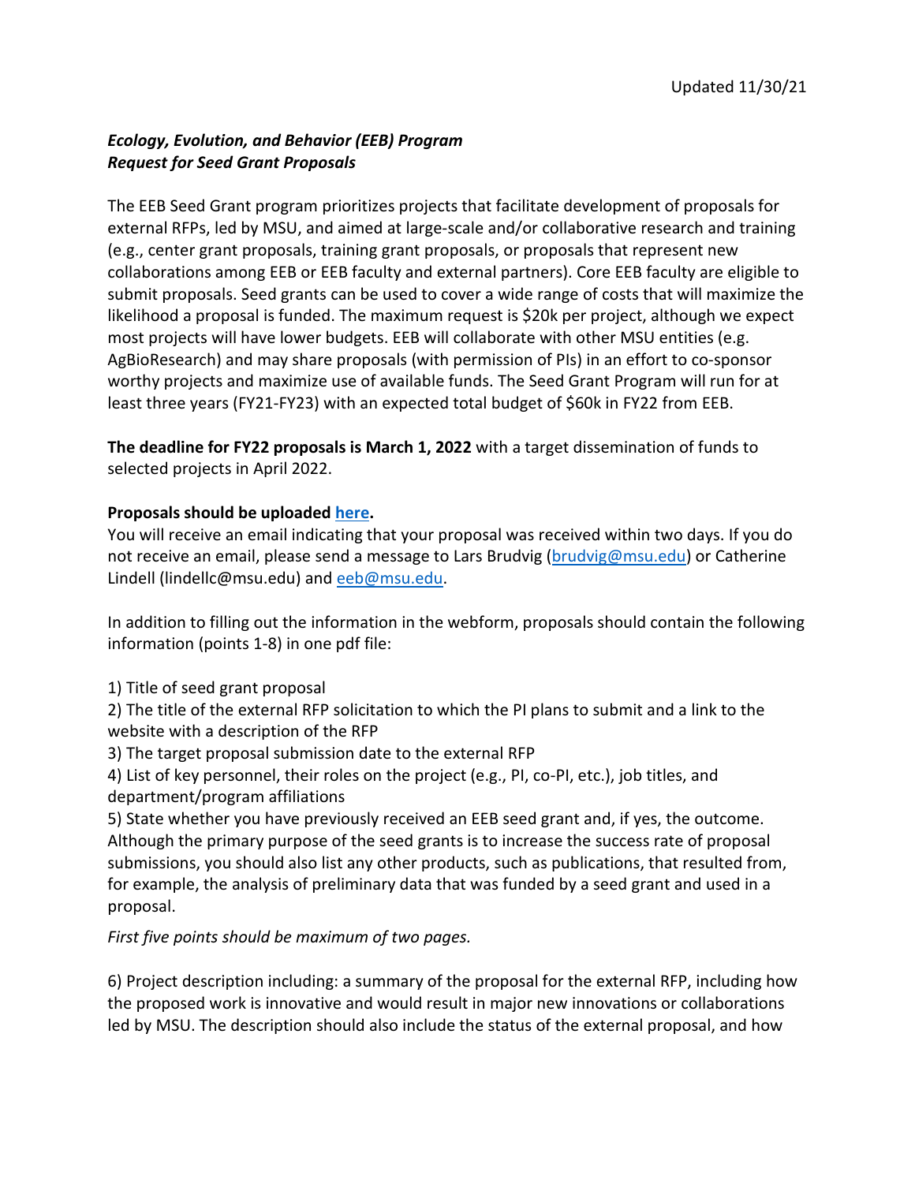Updated 11/30/21

***Ecology, Evolution, and Behavior (EEB) Program***
***Request for Seed Grant Proposals***

The EEB Seed Grant program prioritizes projects that facilitate development of proposals for external RFPs, led by MSU, and aimed at large-scale and/or collaborative research and training (e.g., center grant proposals, training grant proposals, or proposals that represent new collaborations among EEB or EEB faculty and external partners). Core EEB faculty are eligible to submit proposals. Seed grants can be used to cover a wide range of costs that will maximize the likelihood a proposal is funded. The maximum request is $20k per project, although we expect most projects will have lower budgets. EEB will collaborate with other MSU entities (e.g. AgBioResearch) and may share proposals (with permission of PIs) in an effort to co-sponsor worthy projects and maximize use of available funds. The Seed Grant Program will run for at least three years (FY21-FY23) with an expected total budget of $60k in FY22 from EEB.

**The deadline for FY22 proposals is March 1, 2022** with a target dissemination of funds to selected projects in April 2022.

**Proposals should be uploaded here.**
You will receive an email indicating that your proposal was received within two days. If you do not receive an email, please send a message to Lars Brudvig (brudvig@msu.edu) or Catherine Lindell (lindellc@msu.edu) and eeb@msu.edu.

In addition to filling out the information in the webform, proposals should contain the following information (points 1-8) in one pdf file:

1) Title of seed grant proposal
2) The title of the external RFP solicitation to which the PI plans to submit and a link to the website with a description of the RFP
3) The target proposal submission date to the external RFP
4) List of key personnel, their roles on the project (e.g., PI, co-PI, etc.), job titles, and department/program affiliations
5) State whether you have previously received an EEB seed grant and, if yes, the outcome. Although the primary purpose of the seed grants is to increase the success rate of proposal submissions, you should also list any other products, such as publications, that resulted from, for example, the analysis of preliminary data that was funded by a seed grant and used in a proposal.

*First five points should be maximum of two pages.*

6) Project description including: a summary of the proposal for the external RFP, including how the proposed work is innovative and would result in major new innovations or collaborations led by MSU. The description should also include the status of the external proposal, and how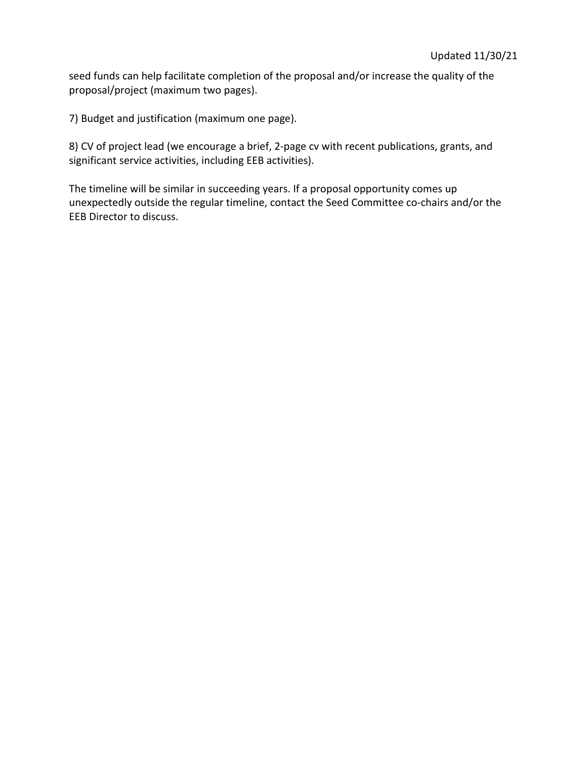seed funds can help facilitate completion of the proposal and/or increase the quality of the proposal/project (maximum two pages).

7) Budget and justification (maximum one page).

8) CV of project lead (we encourage a brief, 2-page cv with recent publications, grants, and significant service activities, including EEB activities).

The timeline will be similar in succeeding years. If a proposal opportunity comes up unexpectedly outside the regular timeline, contact the Seed Committee co-chairs and/or the EEB Director to discuss.